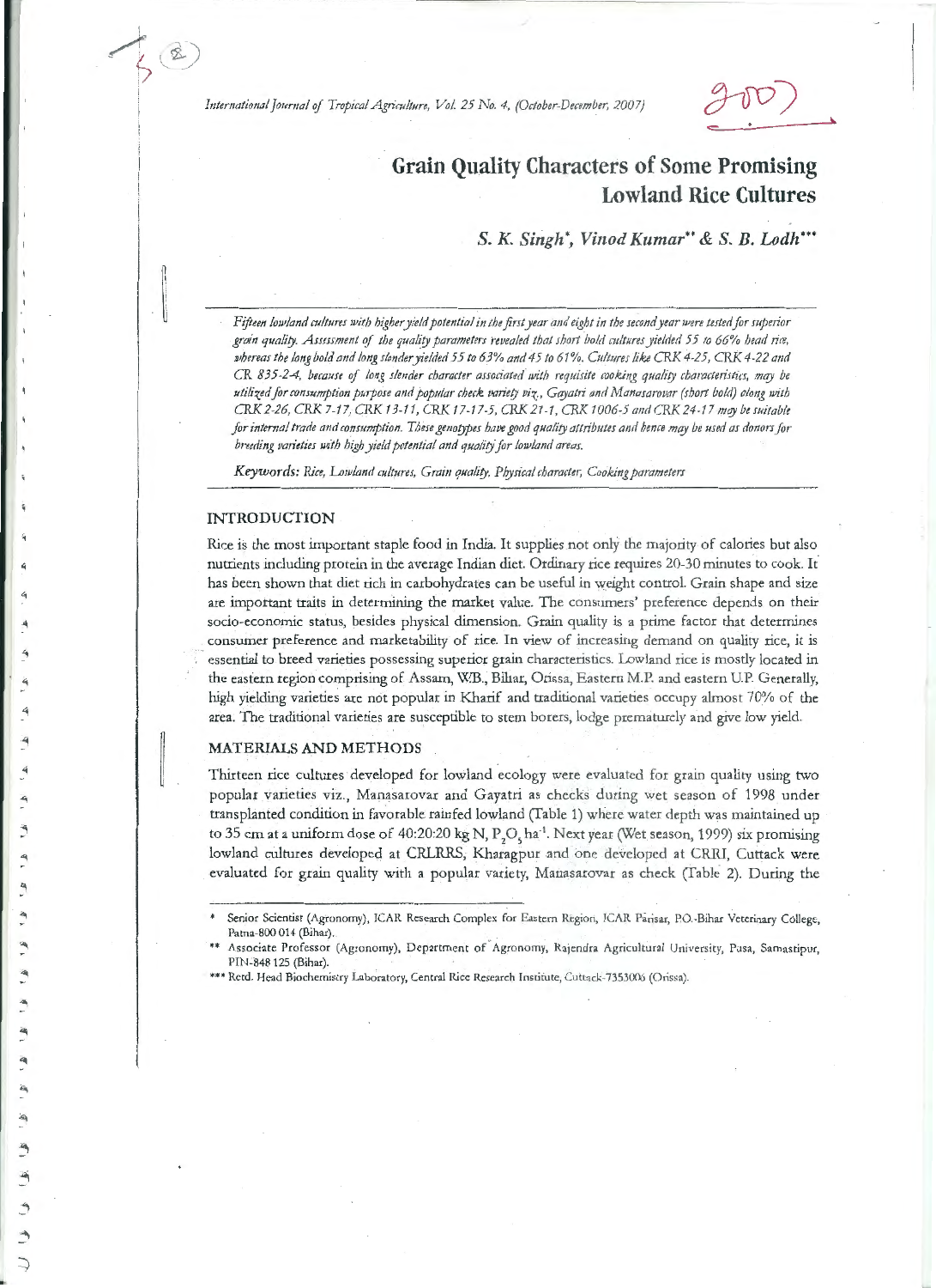# Grain Quality Characters of Some Promising Lowland Rice Cultures

*S. K. Singh*\*, *Vinod Kumar*\*\* & *S. B. Lodh*\*\*\*

*Fifteen lowland cultures with higher yield potential in the first year and eight in the second year were tested for superior grain quality. Assessment of the quality parameters revealed that short bold cultures yielded 55 to 66% head rice, whereas the long bold and long slender yielded 55 to 63% and 45 to 61%. Cultures like CRK 4-25, CRK 4-22 and CR 835-2-4, because of long slender character associated with requisite cooking quality characteristics, may be utilized for consumption purpose and popular check variety viz., Gayatri and Manasarovar (short bold) along with CRK 2-26, CRK 7-17, CRK 13-11, CRK 17-17-5, CRK 21-1, CRK 1006-5 and CRK 24-17 may be suitable for internal trade and consumption. These genotypes have good quality attributes and hence may be used as donors for breeding varieties with high yield potential and quality for lowland areas.*

***Keywords:*** *Rice, Lowland cultures, Grain quality, Physical character, Cooking parameters*

## INTRODUCTION

Rice is the most important staple food in India. It supplies not only the majority of calories but also nutrients including protein in the average Indian diet. Ordinary rice requires 20-30 minutes to cook. It has been shown that diet rich in carbohydrates can be useful in weight control. Grain shape and size are important traits in determining the market value. The consumers' preference depends on their socio-economic status, besides physical dimension. Grain quality is a prime factor that determines consumer preference and marketability of rice. In view of increasing demand on quality rice, it is essential to breed varieties possessing superior grain characteristics. Lowland rice is mostly located in the eastern region comprising of Assam, W.B., Bihar, Orissa, Eastern M.P. and eastern U.P. Generally, high yielding varieties are not popular in Kharif and traditional varieties occupy almost 70% of the area. The traditional varieties are susceptible to stem borers, lodge prematurely and give low yield.

## MATERIALS AND METHODS

Thirteen rice cultures developed for lowland ecology were evaluated for grain quality using two popular varieties viz., Manasarovar and Gayatri as checks during wet season of 1998 under transplanted condition in favorable rainfed lowland (Table 1) where water depth was maintained up to 35 cm at a uniform dose of 40:20:20 kg N, $P_2O_5$ ha$^{-1}$. Next year (Wet season, 1999) six promising lowland cultures developed at CRLRRS, Kharagpur and one developed at CRRI, Cuttack were evaluated for grain quality with a popular variety, Manasarovar as check (Table 2). During the

---

\* Senior Scientist (Agronomy), ICAR Research Complex for Eastern Region, ICAR Parisar, P.O.-Bihar Veterinary College, Patna-800 014 (Bihar).

\*\* Associate Professor (Agronomy), Department of Agronomy, Rajendra Agricultural University, Pusa, Samastipur, PIN-848 125 (Bihar).

\*\*\* Retd. Head Biochemistry Laboratory, Central Rice Research Institute, Cuttack-7353006 (Orissa).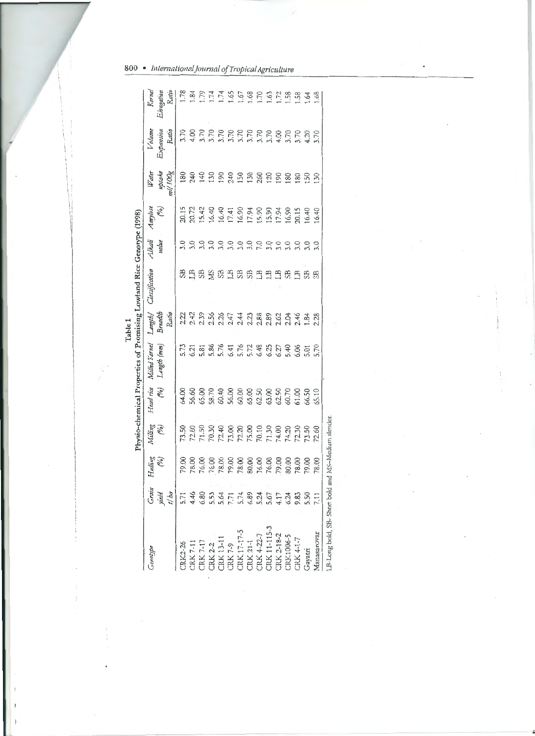**Table 1**

**Physio-chemical Properties of Promising Lowland Rice Genotype (1998)**

| Genotype | Grain yield t/ha | Hulling (%) | Milling (%) | Head rice (%) | Milled Kernel Length (mm) | Length/ Breadth Ratio | Classification | Alkali value | Amylose (%) | Water uptake ml/100g | Volume Expansion Ratio | Kernel Elongation Ratio |
|---|---|---|---|---|---|---|---|---|---|---|---|---|
| CRK2-26 | 5.71 | 79.00 | 73.50 | 64.00 | 5.73 | 2.22 | SB | 3.0 | 20.15 | 180 | 3.70 | 1.78 |
| CRK 7-11 | 4.46 | 78.00 | 72.60 | 56.60 | 6.21 | 2.42 | LB | 3.0 | 20.72 | 240 | 4.00 | 1.84 |
| CRK 7-17 | 6.80 | 76.00 | 71.50 | 65.00 | 5.81 | 2.39 | SB | 3.0 | 15.42 | 140 | 3.70 | 1.79 |
| CRK 2-2 | 5.53 | 76.00 | 70.30 | 58.70 | 5.86 | 2.56 | MS | 3.0 | 16.40 | 130 | 3.70 | 1.74 |
| CRK 13-11 | 5.64 | 78.00 | 72.40 | 60.40 | 5.76 | 2.26 | SB | 3.0 | 16.40 | 190 | 3.70 | 1.74 |
| CRK 7-9 | 7.71 | 79.00 | 73.00 | 56.00 | 6.41 | 2.47 | LB | 3.0 | 17.41 | 240 | 3.70 | 1.65 |
| CRK 17-17-5 | 5.74 | 78.00 | 72.20 | 60.00 | 5.76 | 2.44 | SB | 3.0 | 16.90 | 150 | 3.70 | 1.67 |
| CRK 21-1 | 6.89 | 80.00 | 75.00 | 65.00 | 5.72 | 2.23 | SB | 3.0 | 17.94 | 130 | 3.70 | 1.68 |
| CRK 4-22-7 | 5.24 | 76.00 | 70.10 | 62.50 | 6.48 | 2.88 | LB | 7.0 | 15.90 | 260 | 3.70 | 1.70 |
| CRK 11-115-3 | 5.67 | 76.00 | 71.30 | 63.00 | 6.25 | 2.89 | LB | 3.0 | 15.90 | 120 | 3.70 | 1.63 |
| CRK 2-18-2 | 4.17 | 79.00 | 74.00 | 62.50 | 6.27 | 2.62 | LB | 3.0 | 17.94 | 190 | 4.00 | 1.72 |
| CRK1006-5 | 6.24 | 80.00 | 74.20 | 60.70 | 5.40 | 2.04 | SB | 3.0 | 16.90 | 180 | 3.70 | 1.58 |
| CRK 4-1-7 | 9.83 | 78.00 | 72.30 | 61.00 | 6.06 | 2.46 | LB | 3.0 | 20.15 | 180 | 3.70 | 1.58 |
| Gayatri | 5.50 | 79.00 | 73.50 | 66.50 | 5.01 | 1.84 | SB | 3.0 | 16.40 | 150 | 4.20 | 1.64 |
| Manasarovar | 7.11 | 78.00 | 72.60 | 65.10 | 5.70 | 2.28 | SB | 3.0 | 16.40 | 130 | 3.70 | 1.68 |

LB-Long bold, SB- Short bold and MS-Medium slender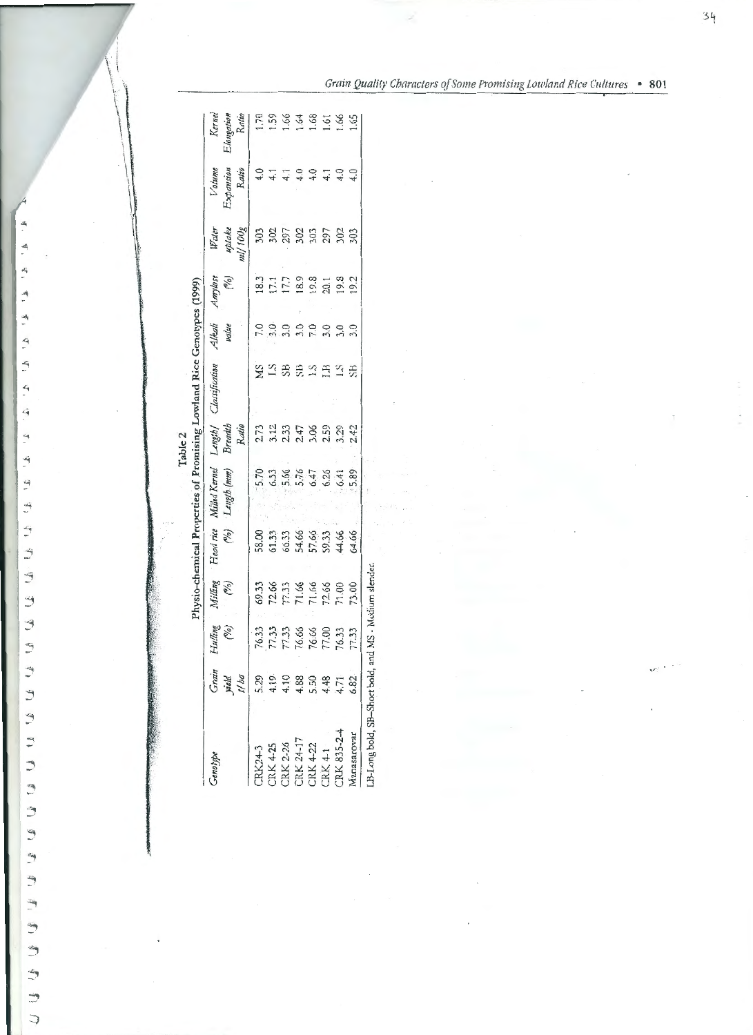Table 2

Physio-chemical Properties of Promising Lowland Rice Genotypes (1999)

| Genotype | Grain yield t/ha | Hulling (%) | Milling (%) | Head rice (%) | Milled Kernel Length (mm) | Length/ Breadth Ratio | Classification | Alkali value | Amylose (%) | Water uptake ml/100g | Volume Expansion Ratio | Kernel Elongation Ratio |
|---|---|---|---|---|---|---|---|---|---|---|---|---|
| CRK24-3 | 5.29 | 76.33 | 69.33 | 58.00 | 5.70 | 2.73 | MS | 7.0 | 18.3 | 303 | 4.0 | 1.78 |
| CRK 4-25 | 4.19 | 77.33 | 72.66 | 61.33 | 6.33 | 3.12 | LS | 3.0 | 17.1 | 302 | 4.1 | 1.59 |
| CRK 2-26 | 4.10 | 77.33 | 77.33 | 66.33 | 5.66 | 2.33 | SB | 3.0 | 17.7 | 297 | 4.1 | 1.66 |
| CRK 24-17 | 4.88 | 76.66 | 71.66 | 54.66 | 5.76 | 2.47 | SB | 3.0 | 18.9 | 302 | 4.0 | 1.64 |
| CRK 4-22 | 5.50 | 76.66 | 71.66 | 57.66 | 6.47 | 3.06 | LS | 7.0 | 19.8 | 303 | 4.0 | 1.68 |
| CRK 4-1 | 4.48 | 77.00 | 72.66 | 59.33 | 6.26 | 2.59 | LB | 3.0 | 20.1 | 297 | 4.1 | 1.61 |
| CRK 835-2-4 | 4.71 | 76.33 | 71.00 | 44.66 | 6.41 | 3.29 | LS | 3.0 | 19.8 | 302 | 4.0 | 1.66 |
| Manasarovar | 6.82 | 77.33 | 73.00 | 64.66 | 5.89 | 2.42 | SB | 3.0 | 19.2 | 303 | 4.0 | 1.65 |

LB-Long bold, SB-Short bold, and MS - Medium slender.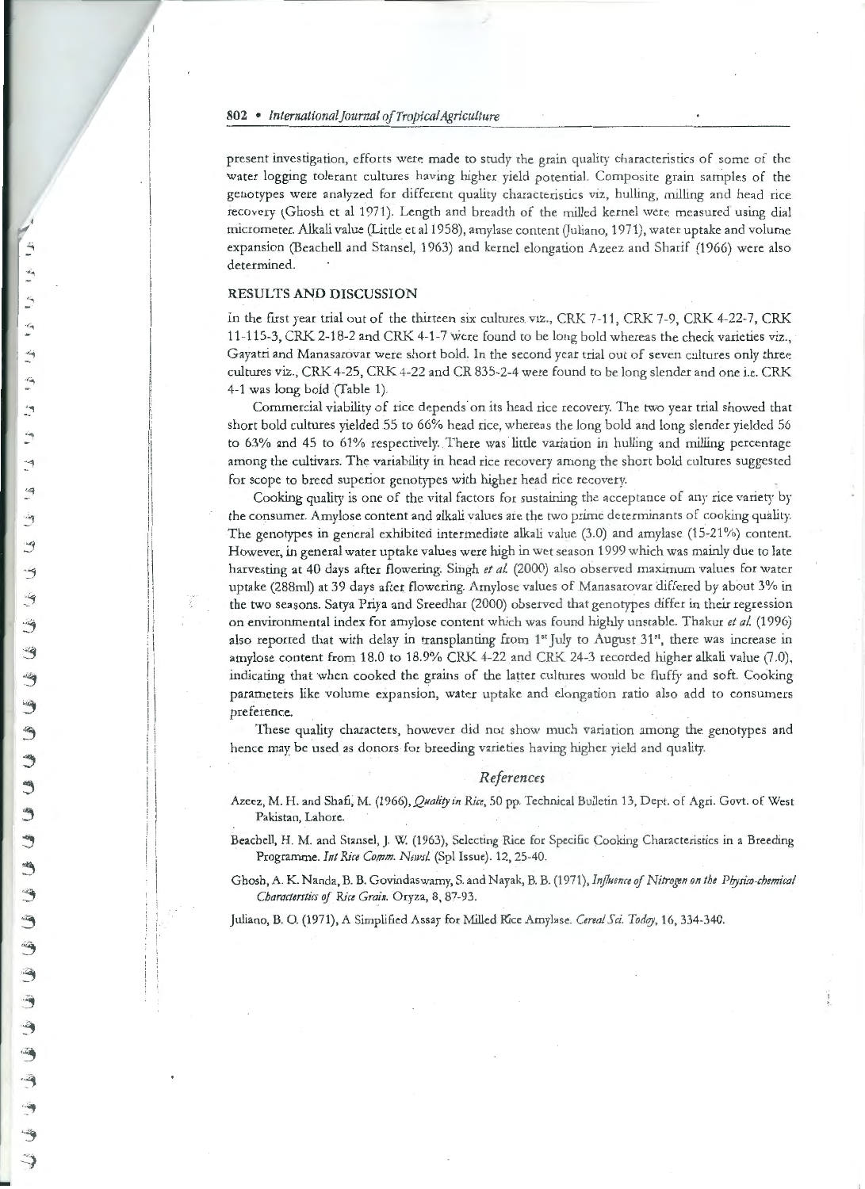present investigation, efforts were made to study the grain quality characteristics of some of the water logging tolerant cultures having higher yield potential. Composite grain samples of the genotypes were analyzed for different quality characteristics viz, hulling, milling and head rice recovery (Ghosh et al 1971). Length and breadth of the milled kernel were measured using dial micrometer. Alkali value (Little et al 1958), amylase content (Juliano, 1971), water uptake and volume expansion (Beachell and Stansel, 1963) and kernel elongation Azeez and Sharif (1966) were also determined.

## RESULTS AND DISCUSSION

In the first year trial out of the thirteen six cultures viz., CRK 7-11, CRK 7-9, CRK 4-22-7, CRK 11-115-3, CRK 2-18-2 and CRK 4-1-7 were found to be long bold whereas the check varieties viz., Gayatri and Manasarovar were short bold. In the second year trial out of seven cultures only three cultures viz., CRK 4-25, CRK 4-22 and CR 835-2-4 were found to be long slender and one i.e. CRK 4-1 was long bold (Table 1).

Commercial viability of rice depends on its head rice recovery. The two year trial showed that short bold cultures yielded 55 to 66% head rice, whereas the long bold and long slender yielded 56 to 63% and 45 to 61% respectively. There was little variation in hulling and milling percentage among the cultivars. The variability in head rice recovery among the short bold cultures suggested for scope to breed superior genotypes with higher head rice recovery.

Cooking quality is one of the vital factors for sustaining the acceptance of any rice variety by the consumer. Amylose content and alkali values are the two prime determinants of cooking quality. The genotypes in general exhibited intermediate alkali value (3.0) and amylase (15-21%) content. However, in general water uptake values were high in wet season 1999 which was mainly due to late harvesting at 40 days after flowering. Singh *et al.* (2000) also observed maximum values for water uptake (288ml) at 39 days after flowering. Amylose values of Manasarovar differed by about 3% in the two seasons. Satya Priya and Sreedhar (2000) observed that genotypes differ in their regression on environmental index for amylose content which was found highly unstable. Thakur *et al.* (1996) also reported that with delay in transplanting from 1st July to August 31st, there was increase in amylose content from 18.0 to 18.9% CRK 4-22 and CRK 24-3 recorded higher alkali value (7.0), indicating that when cooked the grains of the latter cultures would be fluffy and soft. Cooking parameters like volume expansion, water uptake and elongation ratio also add to consumers preference.

These quality characters, however did not show much variation among the genotypes and hence may be used as donors for breeding varieties having higher yield and quality.

## *References*

Azeez, M. H. and Shafi, M. (1966), *Quality in Rice*, 50 pp. Technical Bulletin 13, Dept. of Agri. Govt. of West Pakistan, Lahore.

Beachell, H. M. and Stansel, J. W. (1963), Selecting Rice for Specific Cooking Characteristics in a Breeding Programme. *Int Rice Comm. Newsl.* (Spl Issue). 12, 25-40.

Ghosh, A. K. Nanda, B. B. Govindaswamy, S. and Nayak, B. B. (1971), *Influence of Nitrogen on the Physico-chemical Characterstics of Rice Grain.* Oryza, 8, 87-93.

Juliano, B. O. (1971), A Simplified Assay for Milled Rice Amylase. *Cereal Sci. Today*, 16, 334-340.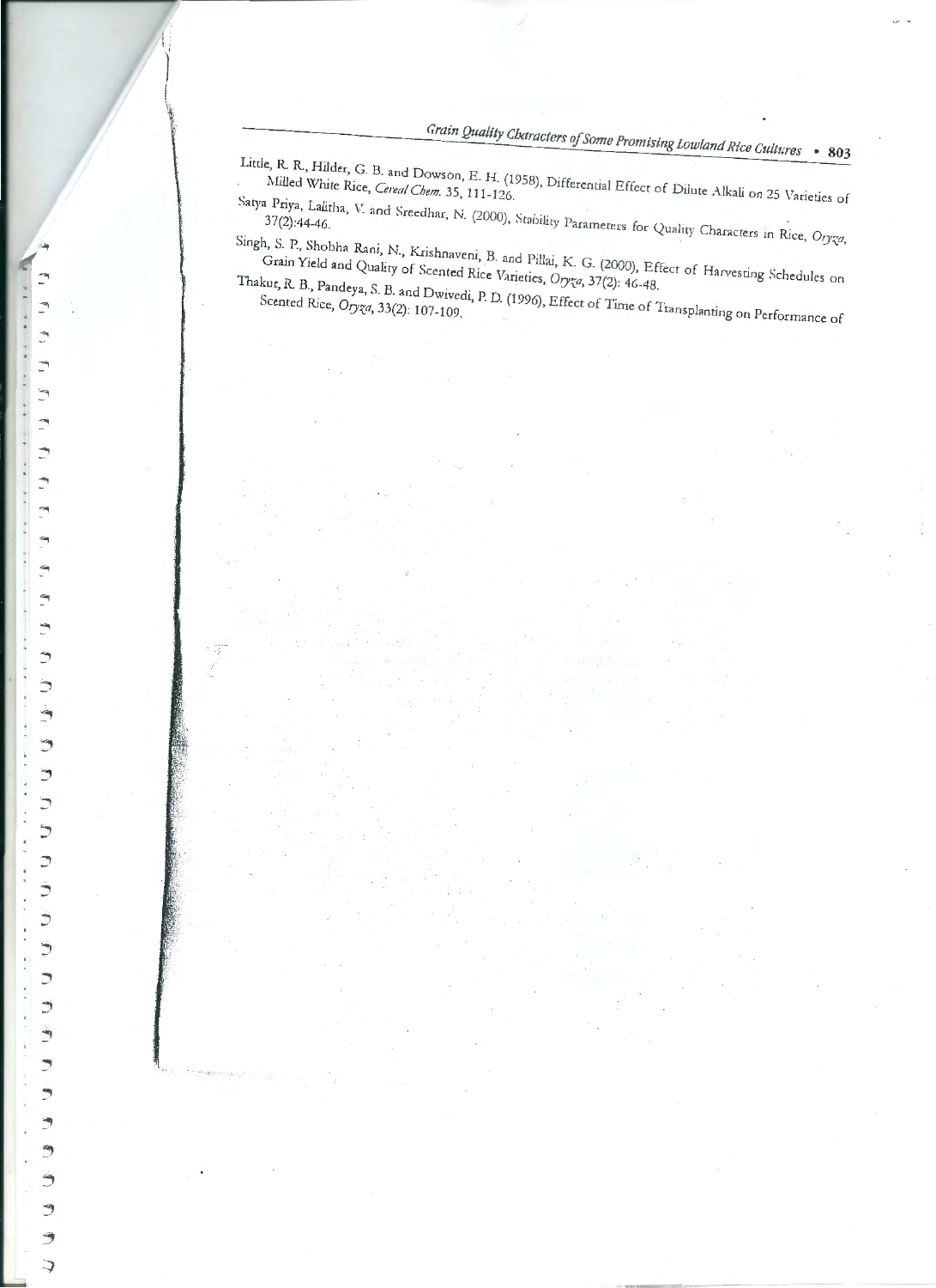Little, R. R., Hilder, G. B. and Dowson, E. H. (1958), Differential Effect of Dilute Alkali on 25 Varieties of Milled White Rice, *Cereal Chem*. 35, 111-126.

Satya Priya, Lalitha, V. and Sreedhar, N. (2000), Stability Parameters for Quality Characters in Rice, *Oryza*, 37(2):44-46.

Singh, S. P., Shobha Rani, N., Krishnaveni, B. and Pillai, K. G. (2000), Effect of Harvesting Schedules on Grain Yield and Quality of Scented Rice Varieties, *Oryza*, 37(2): 46-48.

Thakur, R. B., Pandeya, S. B. and Dwivedi, P. D. (1996), Effect of Time of Transplanting on Performance of Scented Rice, *Oryza*, 33(2): 107-109.